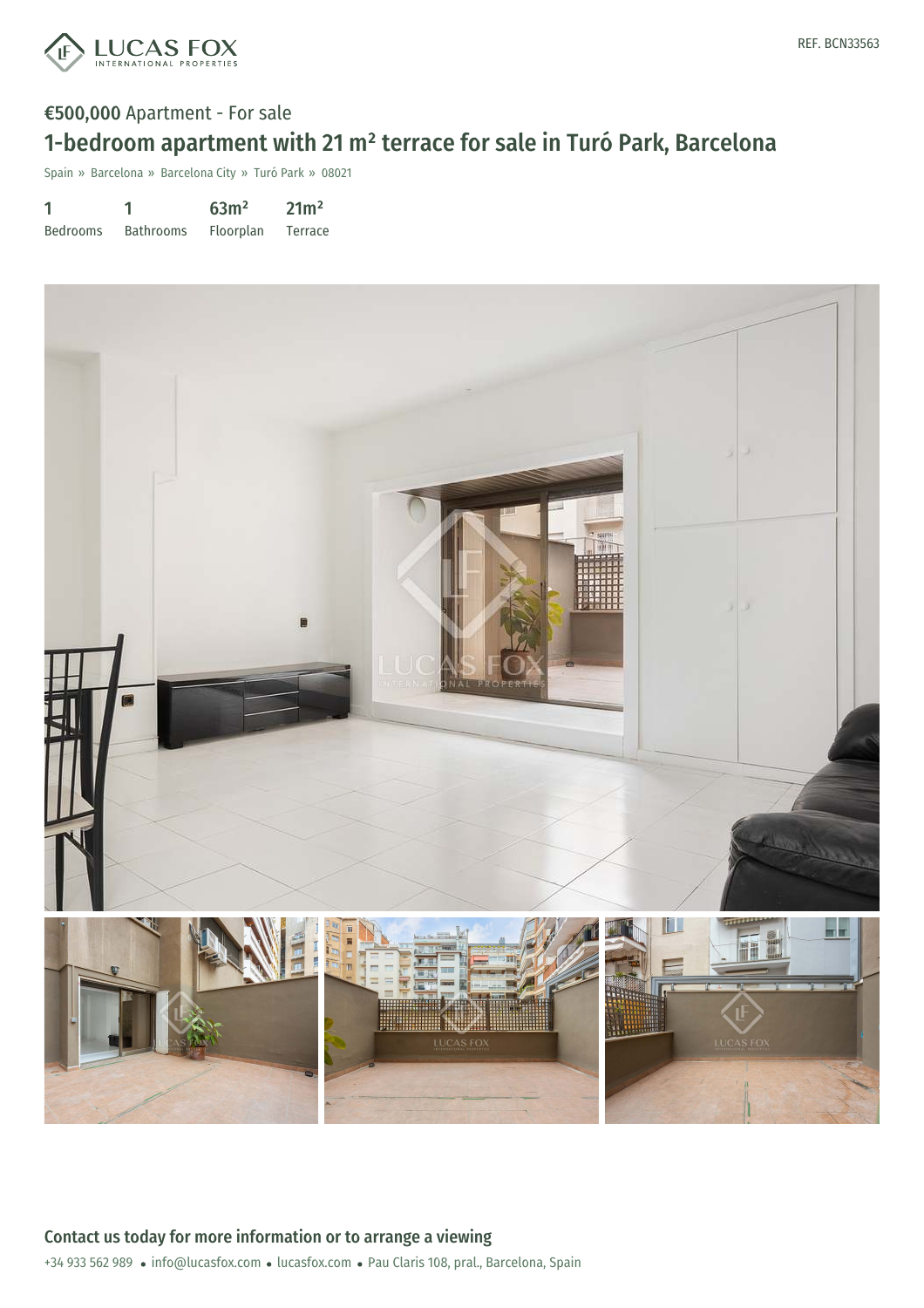REF. BCN33563

**€500,000** Apartment - For sale

# 1-bedroom apartment with 21 m² terrace for sale in Turó Park, Barcelona

Spain » Barcelona » Barcelona City » Turó Park » 08021

| 1 | 1 | 63m² | 21m² |
|---|---|---|---|
| Bedrooms | Bathrooms | Floorplan | Terrace |

## Contact us today for more information or to arrange a viewing

+34 933 562 989 • info@lucasfox.com • lucasfox.com • Pau Claris 108, pral., Barcelona, Spain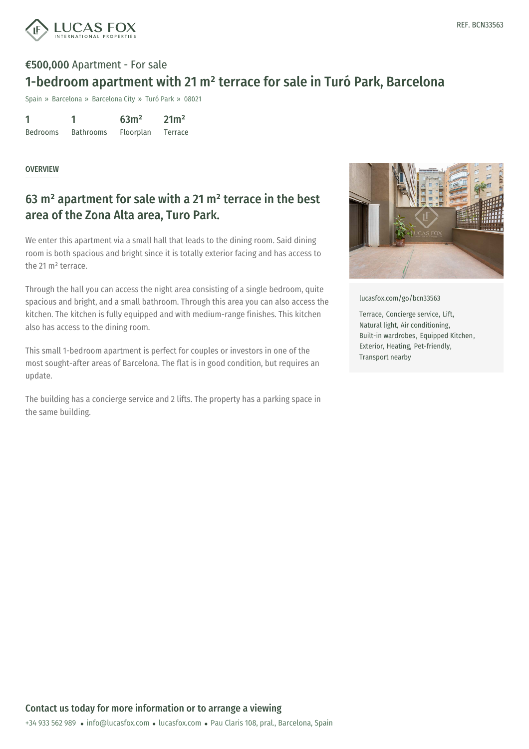LUCAS FOX INTERNATIONAL PROPERTIES

REF. BCN33563

**€500,000** Apartment - For sale

# 1-bedroom apartment with 21 m² terrace for sale in Turó Park, Barcelona

Spain » Barcelona » Barcelona City » Turó Park » 08021

| 1 | 1 | 63m² | 21m² |
|---|---|---|---|
| Bedrooms | Bathrooms | Floorplan | Terrace |

OVERVIEW

## 63 m² apartment for sale with a 21 m² terrace in the best area of the Zona Alta area, Turo Park.

We enter this apartment via a small hall that leads to the dining room. Said dining room is both spacious and bright since it is totally exterior facing and has access to the 21 m² terrace.

Through the hall you can access the night area consisting of a single bedroom, quite spacious and bright, and a small bathroom. Through this area you can also access the kitchen. The kitchen is fully equipped and with medium-range finishes. This kitchen also has access to the dining room.

This small 1-bedroom apartment is perfect for couples or investors in one of the most sought-after areas of Barcelona. The flat is in good condition, but requires an update.

The building has a concierge service and 2 lifts. The property has a parking space in the same building.

lucasfox.com/go/bcn33563

Terrace, Concierge service, Lift, Natural light, Air conditioning, Built-in wardrobes, Equipped Kitchen, Exterior, Heating, Pet-friendly, Transport nearby

**Contact us today for more information or to arrange a viewing**

+34 933 562 989 • info@lucasfox.com • lucasfox.com • Pau Claris 108, pral., Barcelona, Spain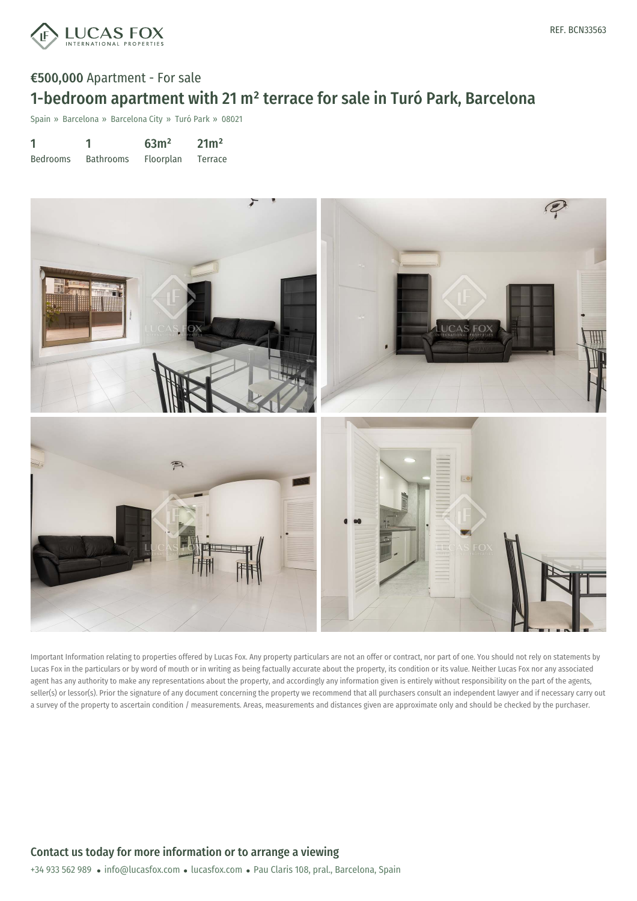REF. BCN33563

**€500,000** Apartment - For sale

# 1-bedroom apartment with 21 m² terrace for sale in Turó Park, Barcelona

Spain » Barcelona » Barcelona City » Turó Park » 08021

| | | | |
|---|---|---|---|
| 1 | 1 | 63m² | 21m² |
| Bedrooms | Bathrooms | Floorplan | Terrace |

Important Information relating to properties offered by Lucas Fox. Any property particulars are not an offer or contract, nor part of one. You should not rely on statements by Lucas Fox in the particulars or by word of mouth or in writing as being factually accurate about the property, its condition or its value. Neither Lucas Fox nor any associated agent has any authority to make any representations about the property, and accordingly any information given is entirely without responsibility on the part of the agents, seller(s) or lessor(s). Prior the signature of any document concerning the property we recommend that all purchasers consult an independent lawyer and if necessary carry out a survey of the property to ascertain condition / measurements. Areas, measurements and distances given are approximate only and should be checked by the purchaser.

## Contact us today for more information or to arrange a viewing

+34 933 562 989 • info@lucasfox.com • lucasfox.com • Pau Claris 108, pral., Barcelona, Spain